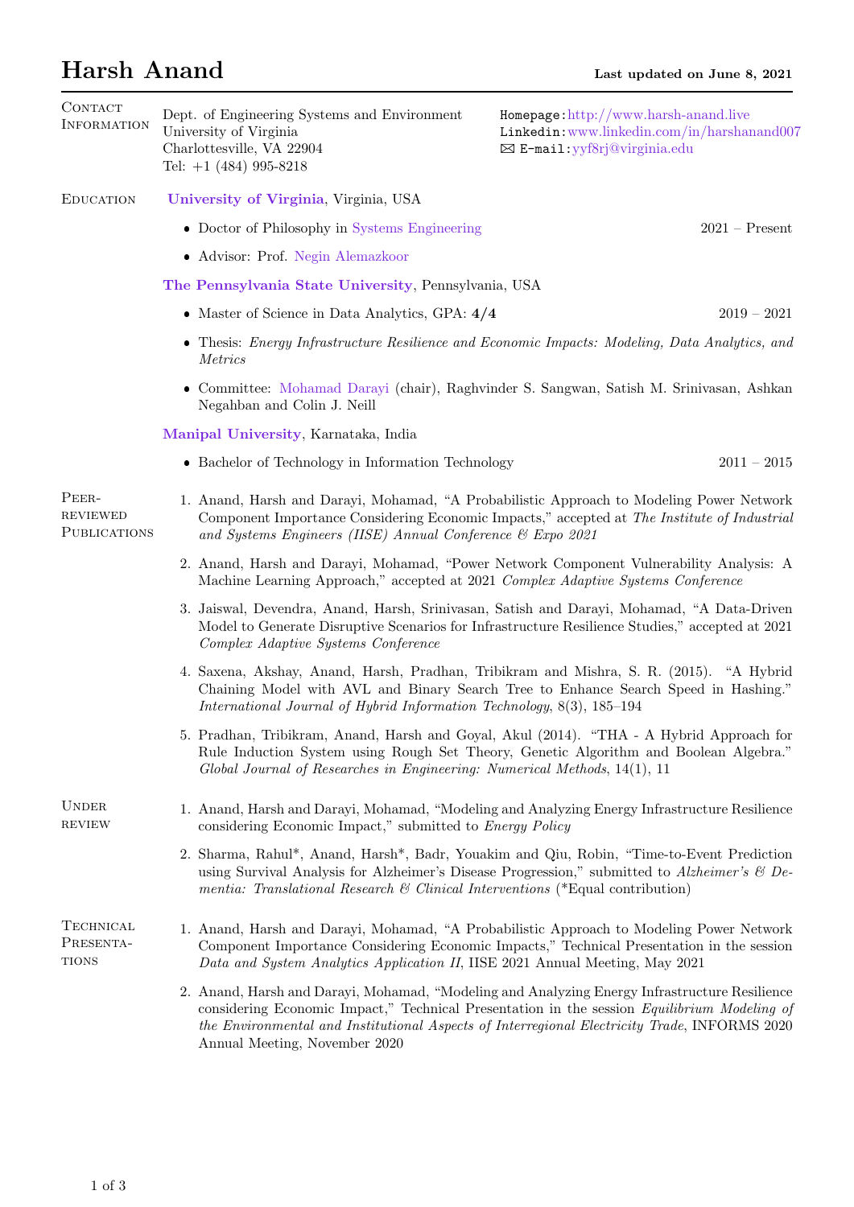# Harsh Anand

**Last updated on June 8, 2021**

## Contact Information

Dept. of Engineering Systems and Environment
University of Virginia
Charlottesville, VA 22904
Tel: +1 (484) 995-8218

Homepage: http://www.harsh-anand.live
Linkedin: www.linkedin.com/in/harshanand007
E-mail: yyf8rj@virginia.edu

## Education

**University of Virginia**, Virginia, USA

- Doctor of Philosophy in Systems Engineering — 2021 – Present
- Advisor: Prof. Negin Alemazkoor

**The Pennsylvania State University**, Pennsylvania, USA

- Master of Science in Data Analytics, GPA: **4/4** — 2019 – 2021
- Thesis: *Energy Infrastructure Resilience and Economic Impacts: Modeling, Data Analytics, and Metrics*
- Committee: Mohamad Darayi (chair), Raghvinder S. Sangwan, Satish M. Srinivasan, Ashkan Negahban and Colin J. Neill

**Manipal University**, Karnataka, India

- Bachelor of Technology in Information Technology — 2011 – 2015

## Peer-reviewed Publications

1. Anand, Harsh and Darayi, Mohamad, "A Probabilistic Approach to Modeling Power Network Component Importance Considering Economic Impacts," accepted at *The Institute of Industrial and Systems Engineers (IISE) Annual Conference & Expo 2021*
2. Anand, Harsh and Darayi, Mohamad, "Power Network Component Vulnerability Analysis: A Machine Learning Approach," accepted at 2021 *Complex Adaptive Systems Conference*
3. Jaiswal, Devendra, Anand, Harsh, Srinivasan, Satish and Darayi, Mohamad, "A Data-Driven Model to Generate Disruptive Scenarios for Infrastructure Resilience Studies," accepted at 2021 *Complex Adaptive Systems Conference*
4. Saxena, Akshay, Anand, Harsh, Pradhan, Tribikram and Mishra, S. R. (2015). "A Hybrid Chaining Model with AVL and Binary Search Tree to Enhance Search Speed in Hashing." *International Journal of Hybrid Information Technology*, 8(3), 185–194
5. Pradhan, Tribikram, Anand, Harsh and Goyal, Akul (2014). "THA - A Hybrid Approach for Rule Induction System using Rough Set Theory, Genetic Algorithm and Boolean Algebra." *Global Journal of Researches in Engineering: Numerical Methods*, 14(1), 11

## Under review

1. Anand, Harsh and Darayi, Mohamad, "Modeling and Analyzing Energy Infrastructure Resilience considering Economic Impact," submitted to *Energy Policy*
2. Sharma, Rahul*, Anand, Harsh*, Badr, Youakim and Qiu, Robin, "Time-to-Event Prediction using Survival Analysis for Alzheimer's Disease Progression," submitted to *Alzheimer's & Dementia: Translational Research & Clinical Interventions* (*Equal contribution)

## Technical Presentations

1. Anand, Harsh and Darayi, Mohamad, "A Probabilistic Approach to Modeling Power Network Component Importance Considering Economic Impacts," Technical Presentation in the session *Data and System Analytics Application II*, IISE 2021 Annual Meeting, May 2021
2. Anand, Harsh and Darayi, Mohamad, "Modeling and Analyzing Energy Infrastructure Resilience considering Economic Impact," Technical Presentation in the session *Equilibrium Modeling of the Environmental and Institutional Aspects of Interregional Electricity Trade*, INFORMS 2020 Annual Meeting, November 2020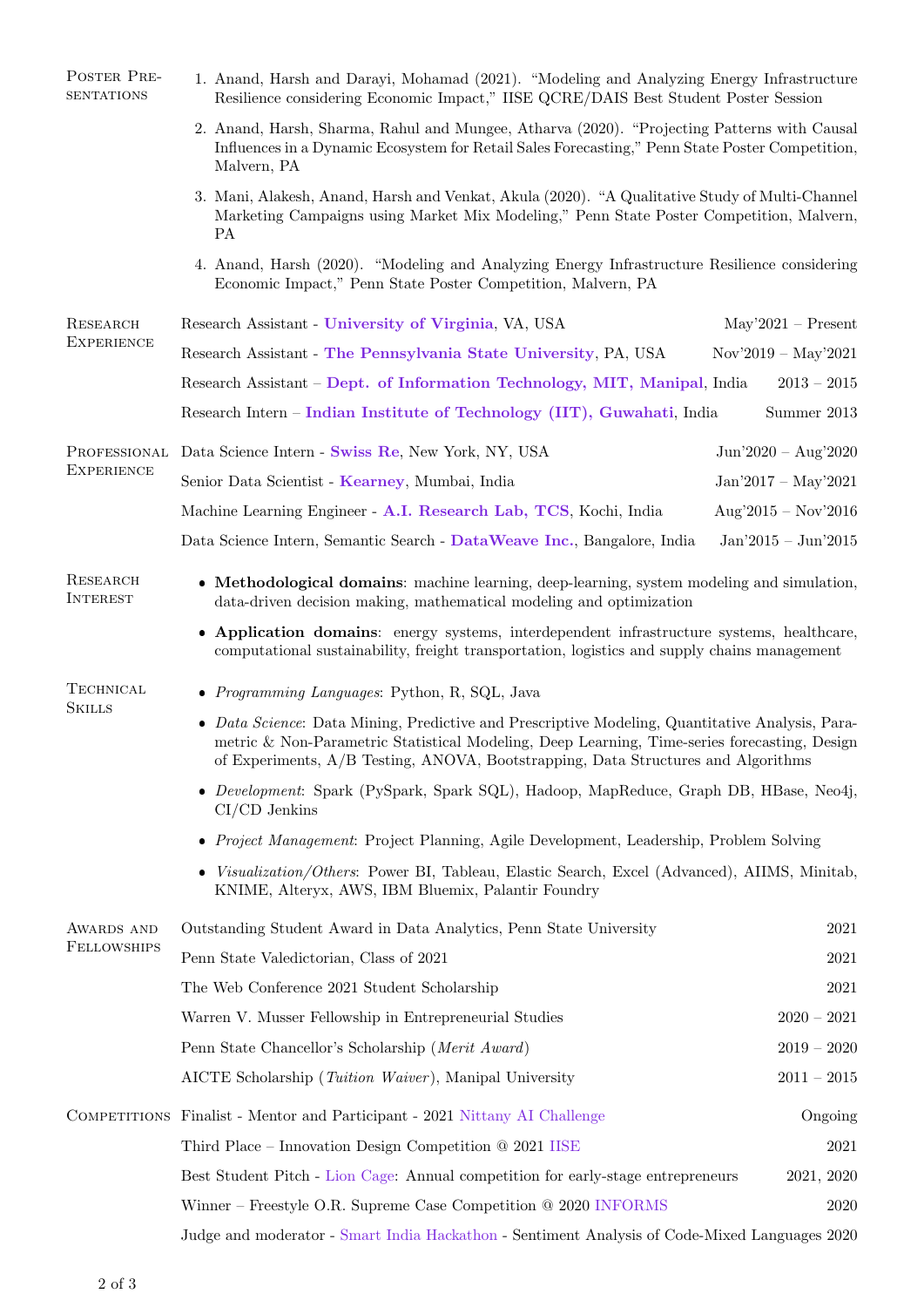## Poster Presentations

1. Anand, Harsh and Darayi, Mohamad (2021). "Modeling and Analyzing Energy Infrastructure Resilience considering Economic Impact," IISE QCRE/DAIS Best Student Poster Session
2. Anand, Harsh, Sharma, Rahul and Mungee, Atharva (2020). "Projecting Patterns with Causal Influences in a Dynamic Ecosystem for Retail Sales Forecasting," Penn State Poster Competition, Malvern, PA
3. Mani, Alakesh, Anand, Harsh and Venkat, Akula (2020). "A Qualitative Study of Multi-Channel Marketing Campaigns using Market Mix Modeling," Penn State Poster Competition, Malvern, PA
4. Anand, Harsh (2020). "Modeling and Analyzing Energy Infrastructure Resilience considering Economic Impact," Penn State Poster Competition, Malvern, PA

## Research Experience

- Research Assistant - **University of Virginia**, VA, USA — May'2021 – Present
- Research Assistant - **The Pennsylvania State University**, PA, USA — Nov'2019 – May'2021
- Research Assistant – **Dept. of Information Technology, MIT, Manipal**, India — 2013 – 2015
- Research Intern – **Indian Institute of Technology (IIT), Guwahati**, India — Summer 2013

## Professional Experience

- Data Science Intern - **Swiss Re**, New York, NY, USA — Jun'2020 – Aug'2020
- Senior Data Scientist - **Kearney**, Mumbai, India — Jan'2017 – May'2021
- Machine Learning Engineer - **A.I. Research Lab, TCS**, Kochi, India — Aug'2015 – Nov'2016
- Data Science Intern, Semantic Search - **DataWeave Inc.**, Bangalore, India — Jan'2015 – Jun'2015

## Research Interest

- **Methodological domains**: machine learning, deep-learning, system modeling and simulation, data-driven decision making, mathematical modeling and optimization
- **Application domains**: energy systems, interdependent infrastructure systems, healthcare, computational sustainability, freight transportation, logistics and supply chains management

## Technical Skills

- *Programming Languages*: Python, R, SQL, Java
- *Data Science*: Data Mining, Predictive and Prescriptive Modeling, Quantitative Analysis, Parametric & Non-Parametric Statistical Modeling, Deep Learning, Time-series forecasting, Design of Experiments, A/B Testing, ANOVA, Bootstrapping, Data Structures and Algorithms
- *Development*: Spark (PySpark, Spark SQL), Hadoop, MapReduce, Graph DB, HBase, Neo4j, CI/CD Jenkins
- *Project Management*: Project Planning, Agile Development, Leadership, Problem Solving
- *Visualization/Others*: Power BI, Tableau, Elastic Search, Excel (Advanced), AIIMS, Minitab, KNIME, Alteryx, AWS, IBM Bluemix, Palantir Foundry

## Awards and Fellowships

- Outstanding Student Award in Data Analytics, Penn State University — 2021
- Penn State Valedictorian, Class of 2021 — 2021
- The Web Conference 2021 Student Scholarship — 2021
- Warren V. Musser Fellowship in Entrepreneurial Studies — 2020 – 2021
- Penn State Chancellor's Scholarship (*Merit Award*) — 2019 – 2020
- AICTE Scholarship (*Tuition Waiver*), Manipal University — 2011 – 2015

## Competitions

- Finalist - Mentor and Participant - 2021 Nittany AI Challenge — Ongoing
- Third Place – Innovation Design Competition @ 2021 IISE — 2021
- Best Student Pitch - Lion Cage: Annual competition for early-stage entrepreneurs — 2021, 2020
- Winner – Freestyle O.R. Supreme Case Competition @ 2020 INFORMS — 2020
- Judge and moderator - Smart India Hackathon - Sentiment Analysis of Code-Mixed Languages — 2020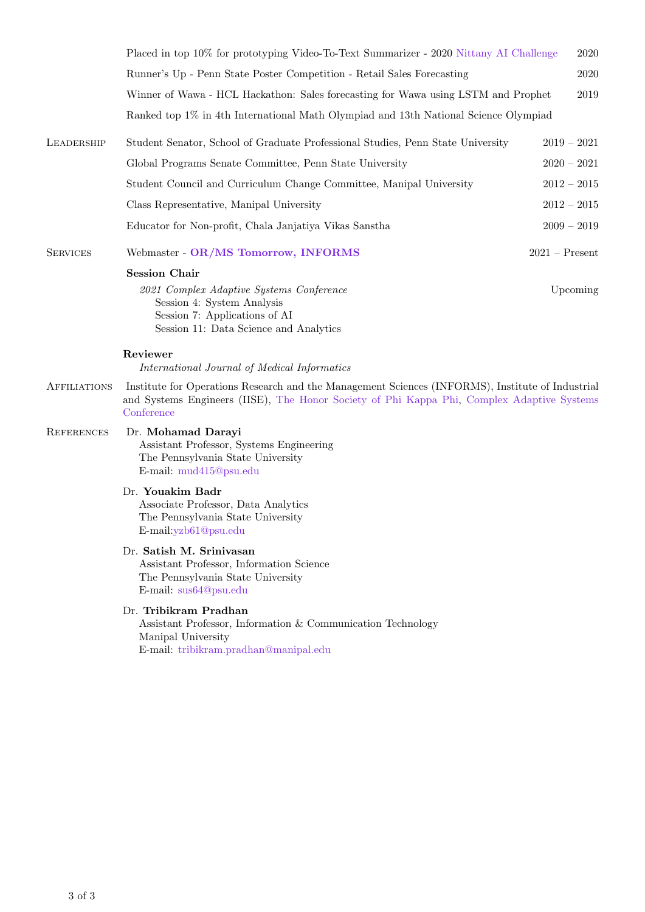- Placed in top 10% for prototyping Video-To-Text Summarizer - 2020 Nittany AI Challenge — 2020
- Runner's Up - Penn State Poster Competition - Retail Sales Forecasting — 2020
- Winner of Wawa - HCL Hackathon: Sales forecasting for Wawa using LSTM and Prophet — 2019
- Ranked top 1% in 4th International Math Olympiad and 13th National Science Olympiad

## Leadership

- Student Senator, School of Graduate Professional Studies, Penn State University — 2019 – 2021
- Global Programs Senate Committee, Penn State University — 2020 – 2021
- Student Council and Curriculum Change Committee, Manipal University — 2012 – 2015
- Class Representative, Manipal University — 2012 – 2015
- Educator for Non-profit, Chala Janjatiya Vikas Sanstha — 2009 – 2019

## Services

Webmaster - **OR/MS Tomorrow, INFORMS** — 2021 – Present

**Session Chair**

*2021 Complex Adaptive Systems Conference* — Upcoming
- Session 4: System Analysis
- Session 7: Applications of AI
- Session 11: Data Science and Analytics

**Reviewer**

*International Journal of Medical Informatics*

## Affiliations

Institute for Operations Research and the Management Sciences (INFORMS), Institute of Industrial and Systems Engineers (IISE), The Honor Society of Phi Kappa Phi, Complex Adaptive Systems Conference

## References

Dr. **Mohamad Darayi**
Assistant Professor, Systems Engineering
The Pennsylvania State University
E-mail: mud415@psu.edu

Dr. **Youakim Badr**
Associate Professor, Data Analytics
The Pennsylvania State University
E-mail:yzb61@psu.edu

Dr. **Satish M. Srinivasan**
Assistant Professor, Information Science
The Pennsylvania State University
E-mail: sus64@psu.edu

Dr. **Tribikram Pradhan**
Assistant Professor, Information & Communication Technology
Manipal University
E-mail: tribikram.pradhan@manipal.edu